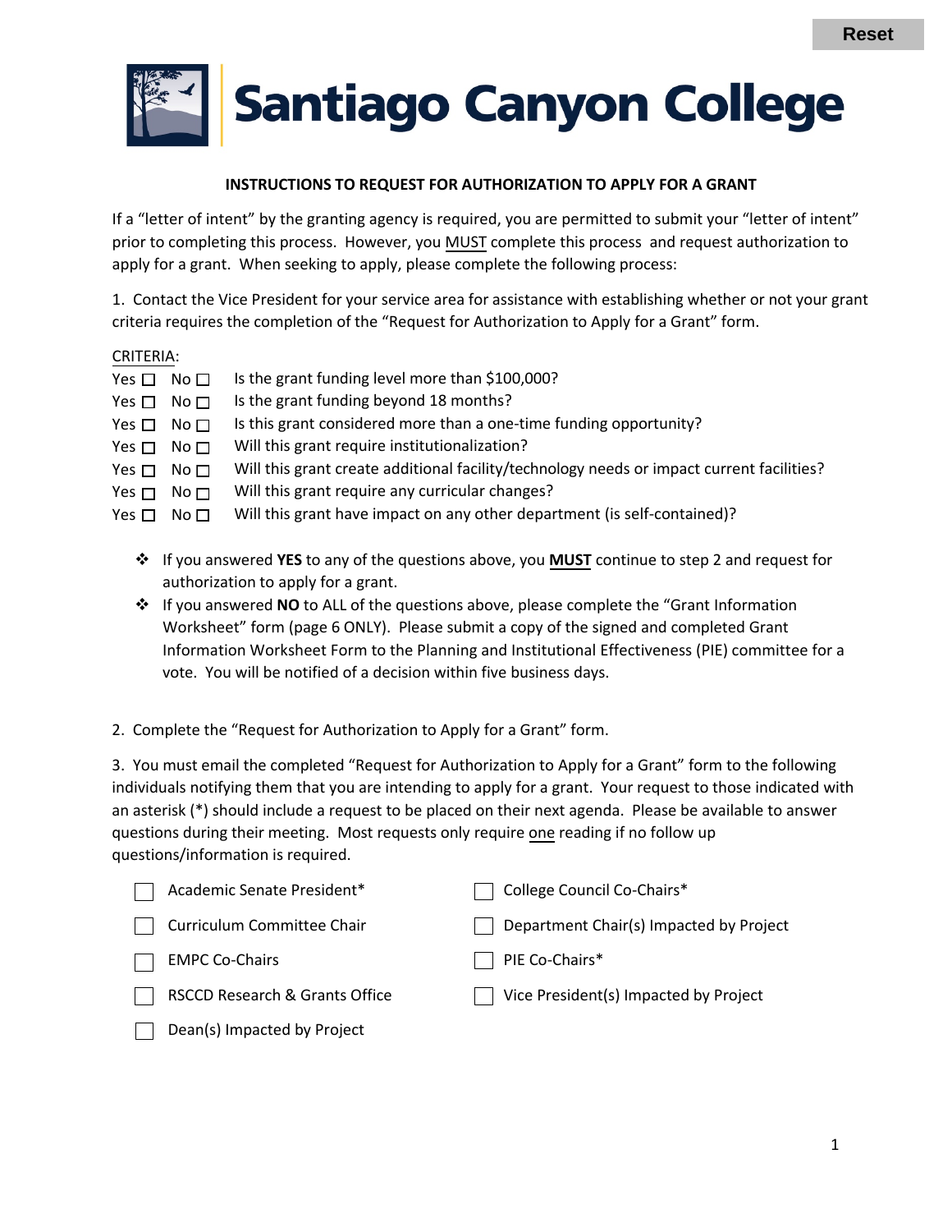Reset

# Santiago Canyon College

## INSTRUCTIONS TO REQUEST FOR AUTHORIZATION TO APPLY FOR A GRANT

If a "letter of intent" by the granting agency is required, you are permitted to submit your "letter of intent" prior to completing this process. However, you MUST complete this process and request authorization to apply for a grant. When seeking to apply, please complete the following process:

1. Contact the Vice President for your service area for assistance with establishing whether or not your grant criteria requires the completion of the "Request for Authorization to Apply for a Grant" form.

CRITERIA:

- Yes ☐ No ☐ Is the grant funding level more than $100,000?
- Yes ☐ No ☐ Is the grant funding beyond 18 months?
- Yes ☐ No ☐ Is this grant considered more than a one-time funding opportunity?
- Yes ☐ No ☐ Will this grant require institutionalization?
- Yes ☐ No ☐ Will this grant create additional facility/technology needs or impact current facilities?
- Yes ☐ No ☐ Will this grant require any curricular changes?
- Yes ☐ No ☐ Will this grant have impact on any other department (is self-contained)?

❖ If you answered **YES** to any of the questions above, you **MUST** continue to step 2 and request for authorization to apply for a grant.

❖ If you answered **NO** to ALL of the questions above, please complete the "Grant Information Worksheet" form (page 6 ONLY). Please submit a copy of the signed and completed Grant Information Worksheet Form to the Planning and Institutional Effectiveness (PIE) committee for a vote. You will be notified of a decision within five business days.

2. Complete the "Request for Authorization to Apply for a Grant" form.

3. You must email the completed "Request for Authorization to Apply for a Grant" form to the following individuals notifying them that you are intending to apply for a grant. Your request to those indicated with an asterisk (*) should include a request to be placed on their next agenda. Please be available to answer questions during their meeting. Most requests only require one reading if no follow up questions/information is required.

- ☐ Academic Senate President*
- ☐ Curriculum Committee Chair
- ☐ EMPC Co-Chairs
- ☐ RSCCD Research & Grants Office
- ☐ Dean(s) Impacted by Project
- ☐ College Council Co-Chairs*
- ☐ Department Chair(s) Impacted by Project
- ☐ PIE Co-Chairs*
- ☐ Vice President(s) Impacted by Project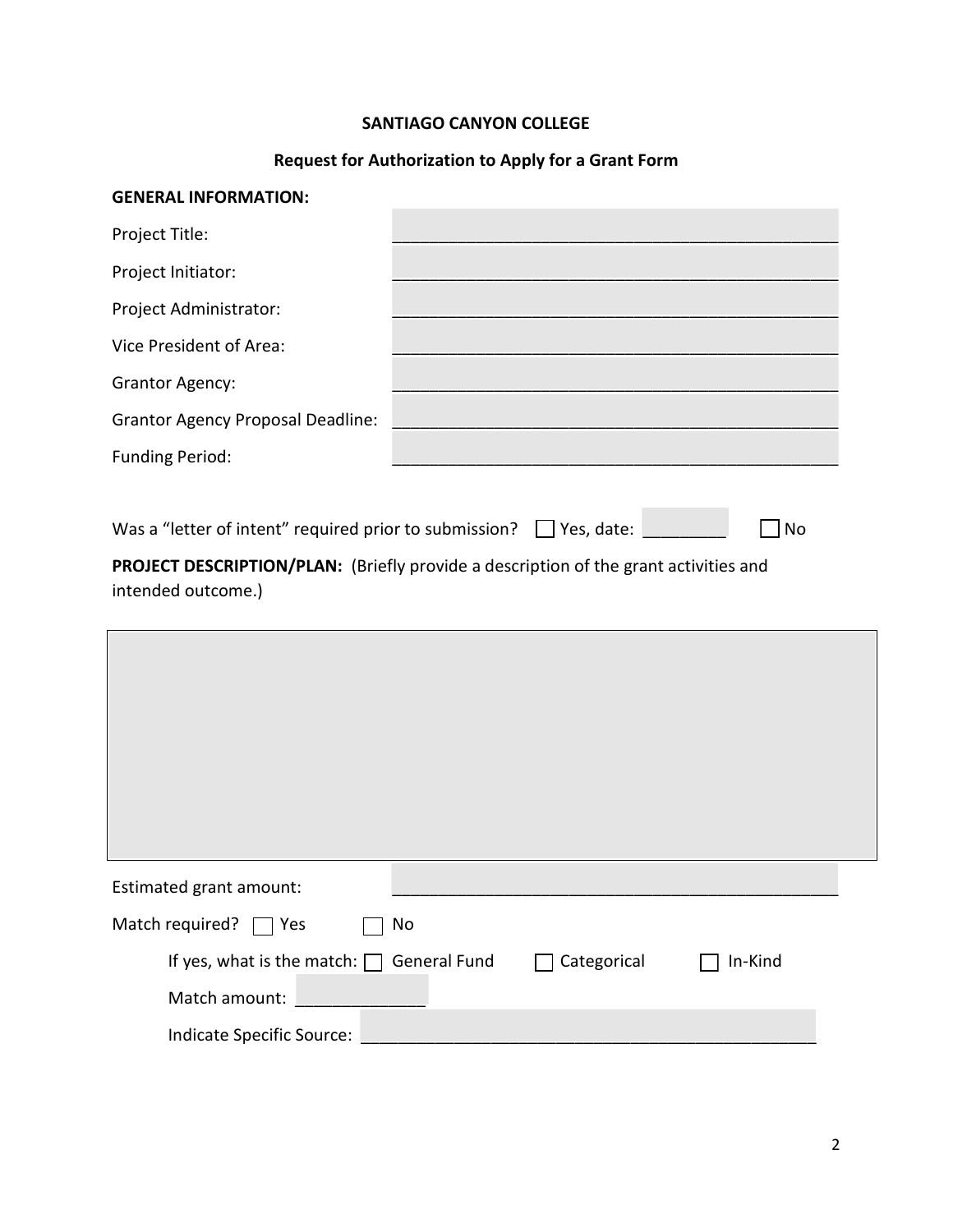**SANTIAGO CANYON COLLEGE**

**Request for Authorization to Apply for a Grant Form**

**GENERAL INFORMATION:**

Project Title: ______________________________________________

Project Initiator: ______________________________________________

Project Administrator: ______________________________________________

Vice President of Area: ______________________________________________

Grantor Agency: ______________________________________________

Grantor Agency Proposal Deadline: ______________________________________________

Funding Period: ______________________________________________

Was a "letter of intent" required prior to submission? ☐ Yes, date: _________ ☐ No

**PROJECT DESCRIPTION/PLAN:** (Briefly provide a description of the grant activities and intended outcome.)

Estimated grant amount: ______________________________________________

Match required? ☐ Yes ☐ No

If yes, what is the match: ☐ General Fund ☐ Categorical ☐ In-Kind

Match amount: ______________

Indicate Specific Source: ______________________________________________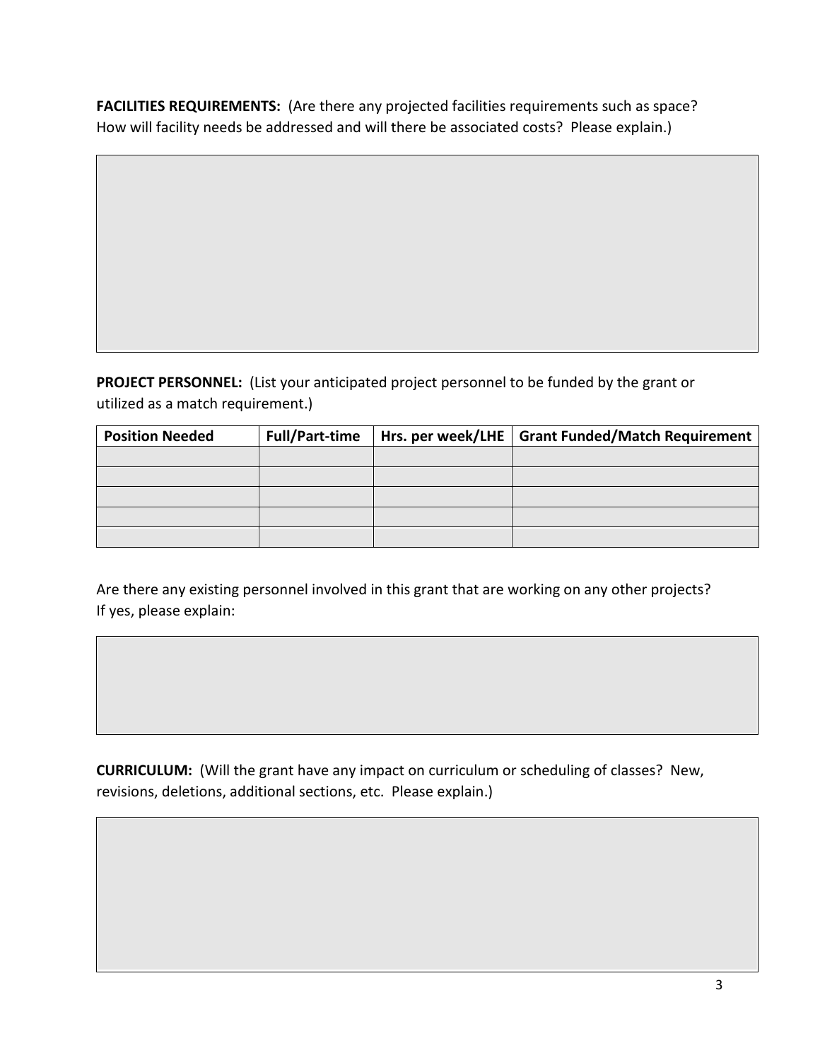**FACILITIES REQUIREMENTS:** (Are there any projected facilities requirements such as space? How will facility needs be addressed and will there be associated costs? Please explain.)

**PROJECT PERSONNEL:** (List your anticipated project personnel to be funded by the grant or utilized as a match requirement.)

| Position Needed | Full/Part-time | Hrs. per week/LHE | Grant Funded/Match Requirement |
|---|---|---|---|
| | | | |
| | | | |
| | | | |
| | | | |
| | | | |

Are there any existing personnel involved in this grant that are working on any other projects? If yes, please explain:

**CURRICULUM:** (Will the grant have any impact on curriculum or scheduling of classes? New, revisions, deletions, additional sections, etc. Please explain.)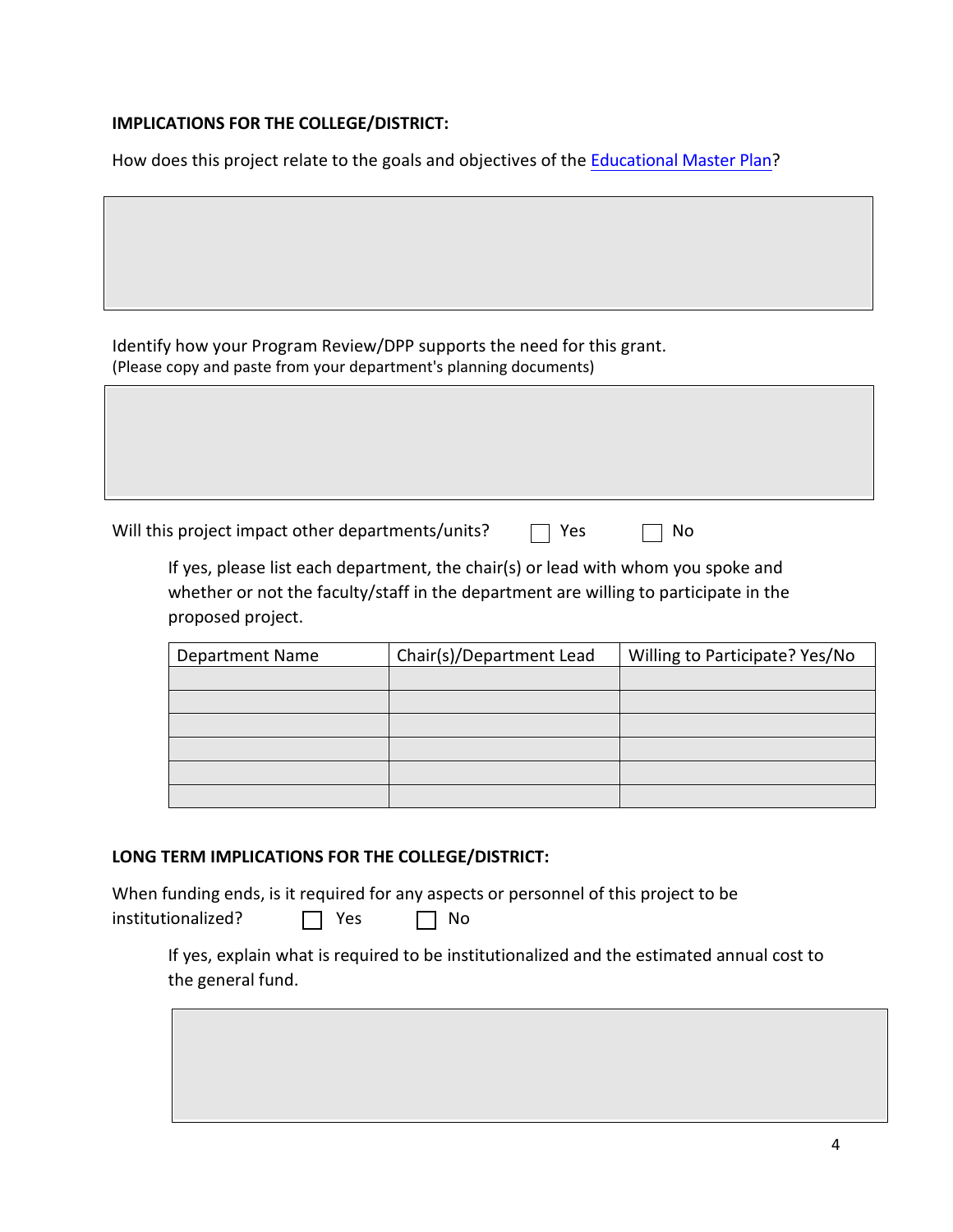**IMPLICATIONS FOR THE COLLEGE/DISTRICT:**

How does this project relate to the goals and objectives of the Educational Master Plan?

Identify how your Program Review/DPP supports the need for this grant.
(Please copy and paste from your department's planning documents)

Will this project impact other departments/units? ☐ Yes ☐ No

If yes, please list each department, the chair(s) or lead with whom you spoke and whether or not the faculty/staff in the department are willing to participate in the proposed project.

| Department Name | Chair(s)/Department Lead | Willing to Participate? Yes/No |
|---|---|---|
| | | |
| | | |
| | | |
| | | |
| | | |
| | | |

**LONG TERM IMPLICATIONS FOR THE COLLEGE/DISTRICT:**

When funding ends, is it required for any aspects or personnel of this project to be institutionalized? ☐ Yes ☐ No

If yes, explain what is required to be institutionalized and the estimated annual cost to the general fund.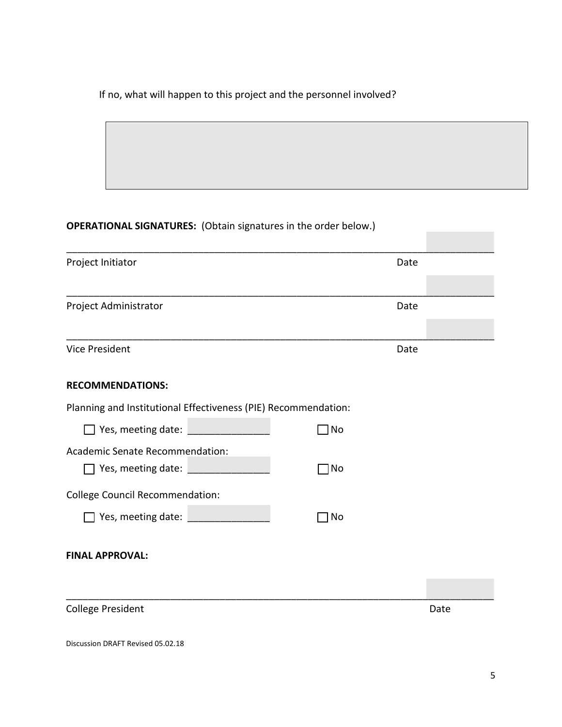If no, what will happen to this project and the personnel involved?

**OPERATIONAL SIGNATURES:** (Obtain signatures in the order below.)

_______________________________________________________________________________

Project Initiator Date

_______________________________________________________________________________

Project Administrator Date

_______________________________________________________________________________

Vice President Date

**RECOMMENDATIONS:**

Planning and Institutional Effectiveness (PIE) Recommendation:

☐ Yes, meeting date: _______________ ☐ No

Academic Senate Recommendation:

☐ Yes, meeting date: _______________ ☐ No

College Council Recommendation:

☐ Yes, meeting date: _______________ ☐ No

**FINAL APPROVAL:**

_______________________________________________________________________________

College President Date

Discussion DRAFT Revised 05.02.18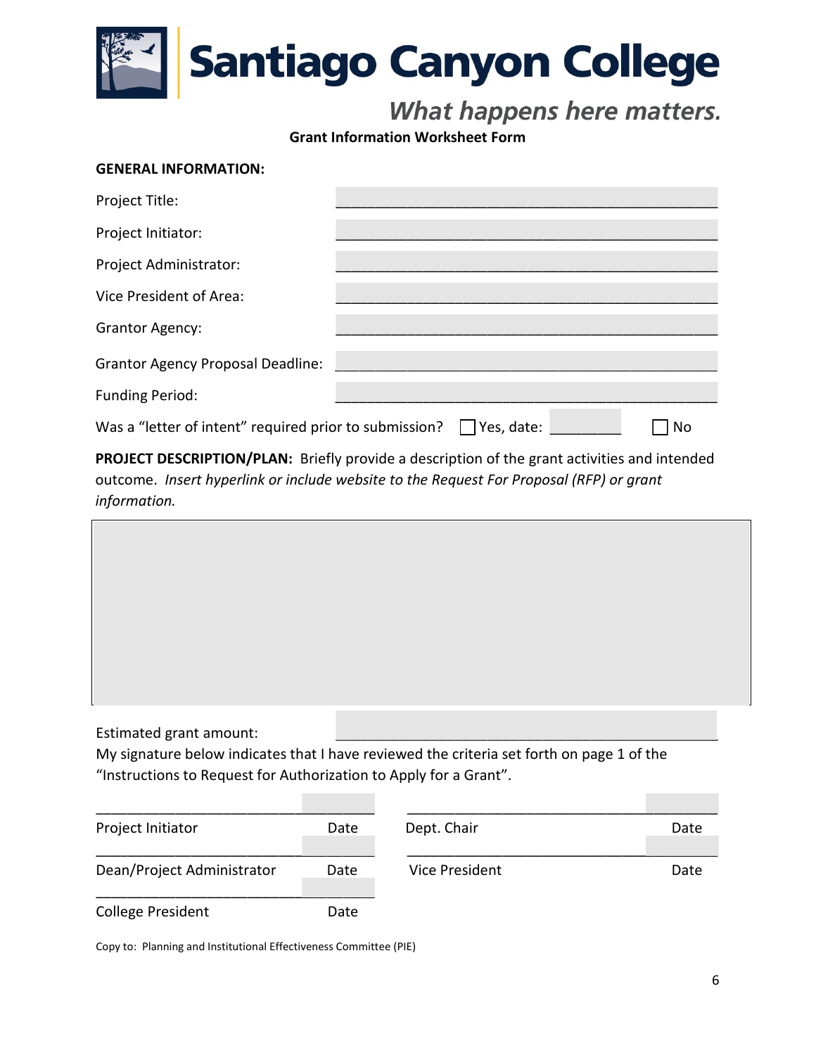# Santiago Canyon College

*What happens here matters.*

**Grant Information Worksheet Form**

**GENERAL INFORMATION:**

Project Title: ______________________________________________

Project Initiator: ______________________________________________

Project Administrator: ______________________________________________

Vice President of Area: ______________________________________________

Grantor Agency: ______________________________________________

Grantor Agency Proposal Deadline: ______________________________________________

Funding Period: ______________________________________________

Was a "letter of intent" required prior to submission? ☐ Yes, date: _________ ☐ No

**PROJECT DESCRIPTION/PLAN:** Briefly provide a description of the grant activities and intended outcome. *Insert hyperlink or include website to the Request For Proposal (RFP) or grant information.*

Estimated grant amount: ______________________________________________

My signature below indicates that I have reviewed the criteria set forth on page 1 of the "Instructions to Request for Authorization to Apply for a Grant".

| | | | |
|---|---|---|---|
| Project Initiator | Date | Dept. Chair | Date |
| Dean/Project Administrator | Date | Vice President | Date |
| College President | Date | | |

Copy to: Planning and Institutional Effectiveness Committee (PIE)